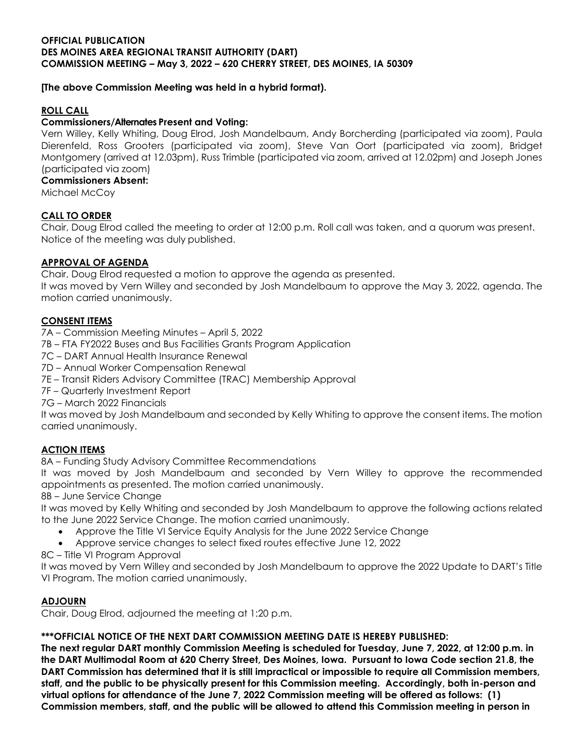**OFFICIAL PUBLICATION**
**DES MOINES AREA REGIONAL TRANSIT AUTHORITY (DART)**
**COMMISSION MEETING – May 3, 2022 – 620 CHERRY STREET, DES MOINES, IA 50309**

**[The above Commission Meeting was held in a hybrid format).**

## ROLL CALL

**Commissioners/Alternates Present and Voting:**

Vern Willey, Kelly Whiting, Doug Elrod, Josh Mandelbaum, Andy Borcherding (participated via zoom), Paula Dierenfeld, Ross Grooters (participated via zoom), Steve Van Oort (participated via zoom), Bridget Montgomery (arrived at 12.03pm), Russ Trimble (participated via zoom, arrived at 12.02pm) and Joseph Jones (participated via zoom)

**Commissioners Absent:**

Michael McCoy

## CALL TO ORDER

Chair, Doug Elrod called the meeting to order at 12:00 p.m. Roll call was taken, and a quorum was present. Notice of the meeting was duly published.

## APPROVAL OF AGENDA

Chair, Doug Elrod requested a motion to approve the agenda as presented.
It was moved by Vern Willey and seconded by Josh Mandelbaum to approve the May 3, 2022, agenda. The motion carried unanimously.

## CONSENT ITEMS

7A – Commission Meeting Minutes – April 5, 2022
7B – FTA FY2022 Buses and Bus Facilities Grants Program Application
7C – DART Annual Health Insurance Renewal
7D – Annual Worker Compensation Renewal
7E – Transit Riders Advisory Committee (TRAC) Membership Approval
7F – Quarterly Investment Report
7G – March 2022 Financials
It was moved by Josh Mandelbaum and seconded by Kelly Whiting to approve the consent items. The motion carried unanimously.

## ACTION ITEMS

8A – Funding Study Advisory Committee Recommendations
It was moved by Josh Mandelbaum and seconded by Vern Willey to approve the recommended appointments as presented. The motion carried unanimously.
8B – June Service Change
It was moved by Kelly Whiting and seconded by Josh Mandelbaum to approve the following actions related to the June 2022 Service Change. The motion carried unanimously.

- Approve the Title VI Service Equity Analysis for the June 2022 Service Change
- Approve service changes to select fixed routes effective June 12, 2022

8C – Title VI Program Approval
It was moved by Vern Willey and seconded by Josh Mandelbaum to approve the 2022 Update to DART's Title VI Program. The motion carried unanimously.

## ADJOURN

Chair, Doug Elrod, adjourned the meeting at 1:20 p.m.

**\*\*\*OFFICIAL NOTICE OF THE NEXT DART COMMISSION MEETING DATE IS HEREBY PUBLISHED:**
**The next regular DART monthly Commission Meeting is scheduled for Tuesday, June 7, 2022, at 12:00 p.m. in the DART Multimodal Room at 620 Cherry Street, Des Moines, Iowa. Pursuant to Iowa Code section 21.8, the DART Commission has determined that it is still impractical or impossible to require all Commission members, staff, and the public to be physically present for this Commission meeting. Accordingly, both in-person and virtual options for attendance of the June 7, 2022 Commission meeting will be offered as follows: (1) Commission members, staff, and the public will be allowed to attend this Commission meeting in person in**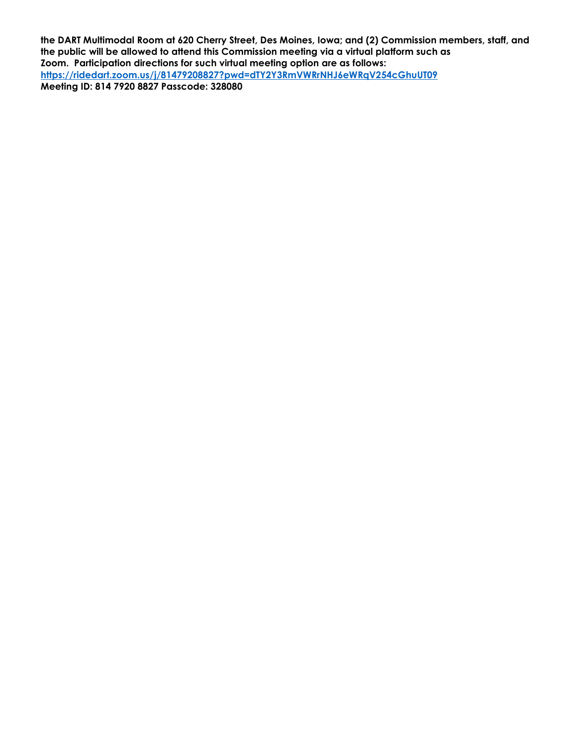**the DART Multimodal Room at 620 Cherry Street, Des Moines, Iowa; and (2) Commission members, staff, and the public will be allowed to attend this Commission meeting via a virtual platform such as Zoom. Participation directions for such virtual meeting option are as follows:**
**https://ridedart.zoom.us/j/81479208827?pwd=dTY2Y3RmVWRrNHJ6eWRqV254cGhuUT09**
**Meeting ID: 814 7920 8827 Passcode: 328080**